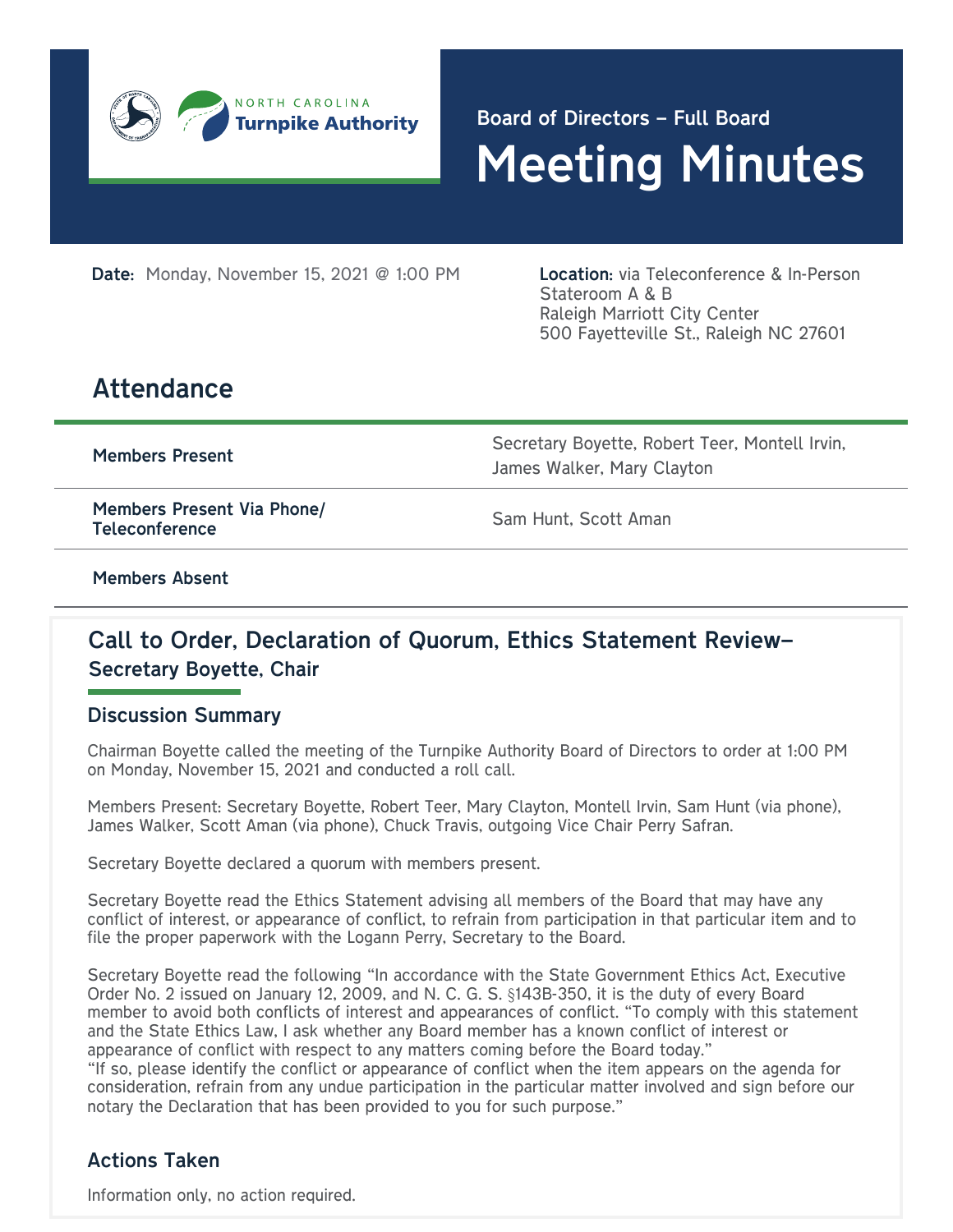NORTH CAROLINA
**Turnpike Authority**

## Board of Directors – Full Board

# Meeting Minutes

**Date:** Monday, November 15, 2021 @ 1:00 PM

**Location:** via Teleconference & In-Person
Stateroom A & B
Raleigh Marriott City Center
500 Fayetteville St., Raleigh NC 27601

## Attendance

| | |
|---|---|
| **Members Present** | Secretary Boyette, Robert Teer, Montell Irvin, James Walker, Mary Clayton |
| **Members Present Via Phone/ Teleconference** | Sam Hunt, Scott Aman |
| **Members Absent** | |

## Call to Order, Declaration of Quorum, Ethics Statement Review– Secretary Boyette, Chair

### Discussion Summary

Chairman Boyette called the meeting of the Turnpike Authority Board of Directors to order at 1:00 PM on Monday, November 15, 2021 and conducted a roll call.

Members Present: Secretary Boyette, Robert Teer, Mary Clayton, Montell Irvin, Sam Hunt (via phone), James Walker, Scott Aman (via phone), Chuck Travis, outgoing Vice Chair Perry Safran.

Secretary Boyette declared a quorum with members present.

Secretary Boyette read the Ethics Statement advising all members of the Board that may have any conflict of interest, or appearance of conflict, to refrain from participation in that particular item and to file the proper paperwork with the Logann Perry, Secretary to the Board.

Secretary Boyette read the following "In accordance with the State Government Ethics Act, Executive Order No. 2 issued on January 12, 2009, and N. C. G. S. §143B-350, it is the duty of every Board member to avoid both conflicts of interest and appearances of conflict. "To comply with this statement and the State Ethics Law, I ask whether any Board member has a known conflict of interest or appearance of conflict with respect to any matters coming before the Board today."
"If so, please identify the conflict or appearance of conflict when the item appears on the agenda for consideration, refrain from any undue participation in the particular matter involved and sign before our notary the Declaration that has been provided to you for such purpose."

### Actions Taken

Information only, no action required.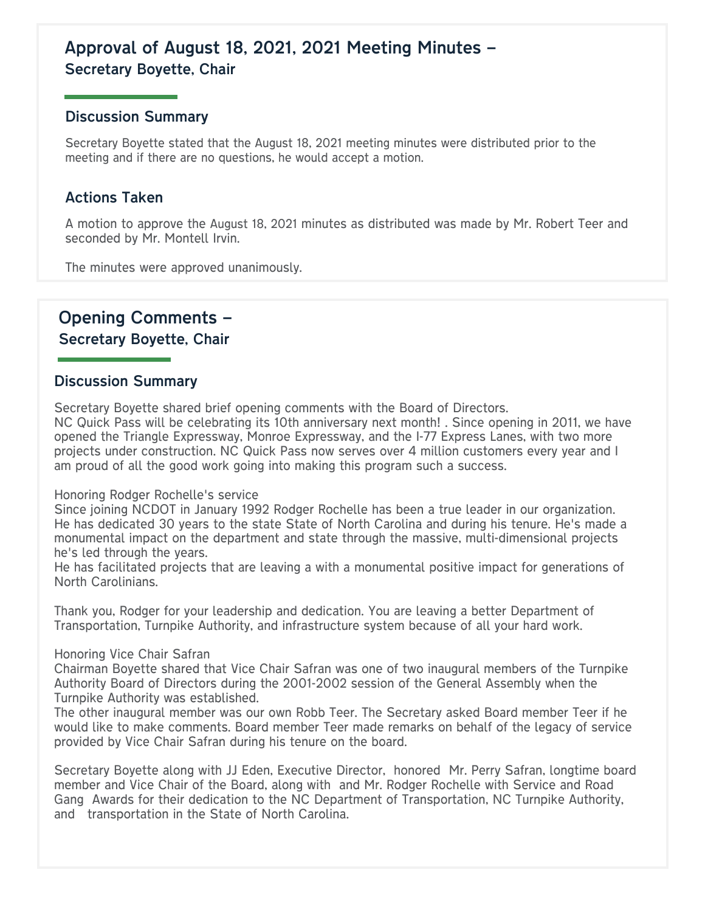## Approval of August 18, 2021, 2021 Meeting Minutes –
### Secretary Boyette, Chair

### Discussion Summary

Secretary Boyette stated that the August 18, 2021 meeting minutes were distributed prior to the meeting and if there are no questions, he would accept a motion.

### Actions Taken

A motion to approve the August 18, 2021 minutes as distributed was made by Mr. Robert Teer and seconded by Mr. Montell Irvin.

The minutes were approved unanimously.

## Opening Comments –
### Secretary Boyette, Chair

### Discussion Summary

Secretary Boyette shared brief opening comments with the Board of Directors.
NC Quick Pass will be celebrating its 10th anniversary next month! . Since opening in 2011, we have opened the Triangle Expressway, Monroe Expressway, and the I-77 Express Lanes, with two more projects under construction. NC Quick Pass now serves over 4 million customers every year and I am proud of all the good work going into making this program such a success.

Honoring Rodger Rochelle's service
Since joining NCDOT in January 1992 Rodger Rochelle has been a true leader in our organization. He has dedicated 30 years to the state State of North Carolina and during his tenure. He's made a monumental impact on the department and state through the massive, multi-dimensional projects he's led through the years.
He has facilitated projects that are leaving a with a monumental positive impact for generations of North Carolinians.

Thank you, Rodger for your leadership and dedication. You are leaving a better Department of Transportation, Turnpike Authority, and infrastructure system because of all your hard work.

Honoring Vice Chair Safran
Chairman Boyette shared that Vice Chair Safran was one of two inaugural members of the Turnpike Authority Board of Directors during the 2001-2002 session of the General Assembly when the Turnpike Authority was established.
The other inaugural member was our own Robb Teer. The Secretary asked Board member Teer if he would like to make comments. Board member Teer made remarks on behalf of the legacy of service provided by Vice Chair Safran during his tenure on the board.

Secretary Boyette along with JJ Eden, Executive Director, honored Mr. Perry Safran, longtime board member and Vice Chair of the Board, along with and Mr. Rodger Rochelle with Service and Road Gang Awards for their dedication to the NC Department of Transportation, NC Turnpike Authority, and transportation in the State of North Carolina.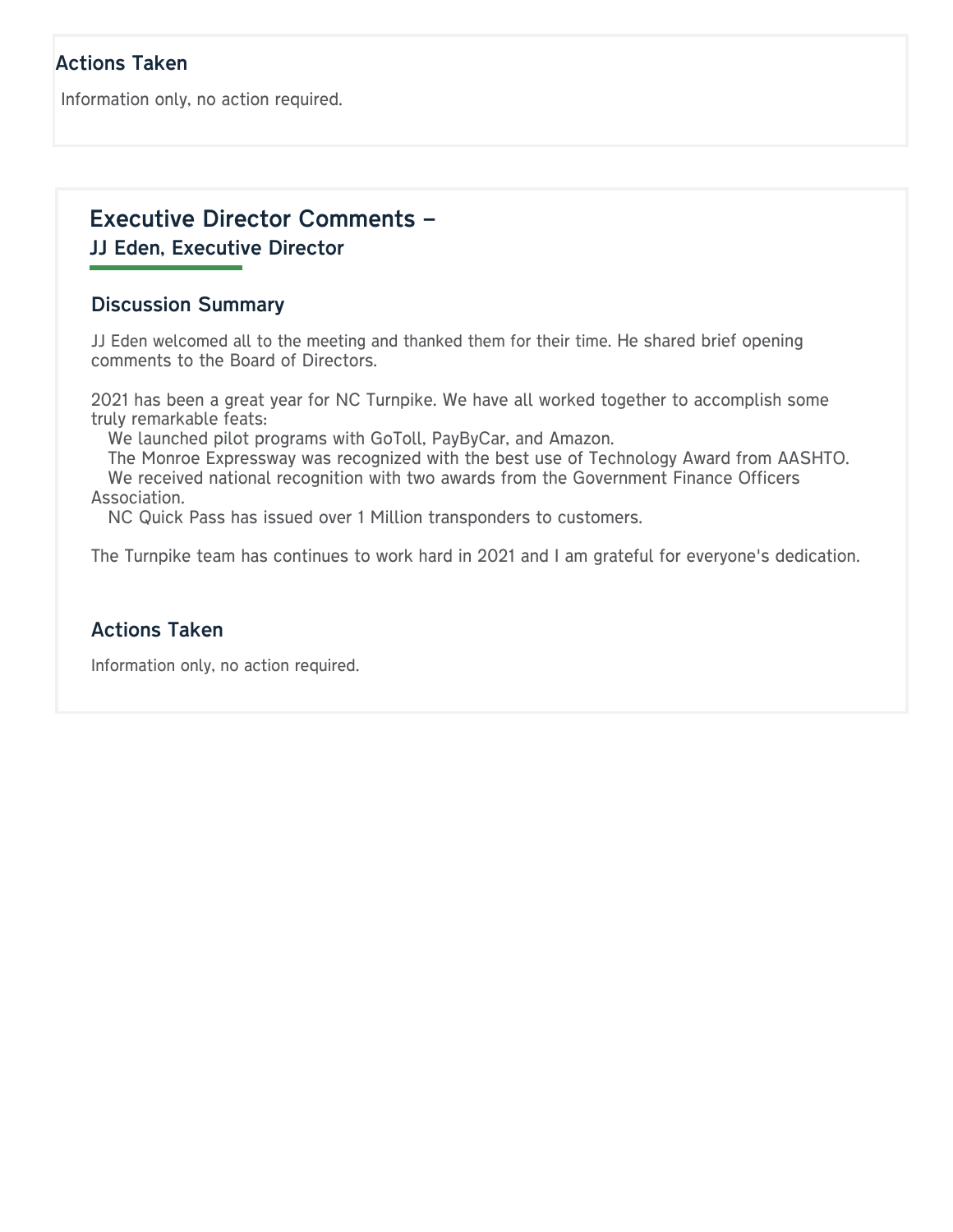### Actions Taken

Information only, no action required.

## Executive Director Comments –
### JJ Eden, Executive Director

### Discussion Summary

JJ Eden welcomed all to the meeting and thanked them for their time. He shared brief opening comments to the Board of Directors.

2021 has been a great year for NC Turnpike. We have all worked together to accomplish some truly remarkable feats:

- We launched pilot programs with GoToll, PayByCar, and Amazon.
- The Monroe Expressway was recognized with the best use of Technology Award from AASHTO.
- We received national recognition with two awards from the Government Finance Officers Association.
- NC Quick Pass has issued over 1 Million transponders to customers.

The Turnpike team has continues to work hard in 2021 and I am grateful for everyone's dedication.

### Actions Taken

Information only, no action required.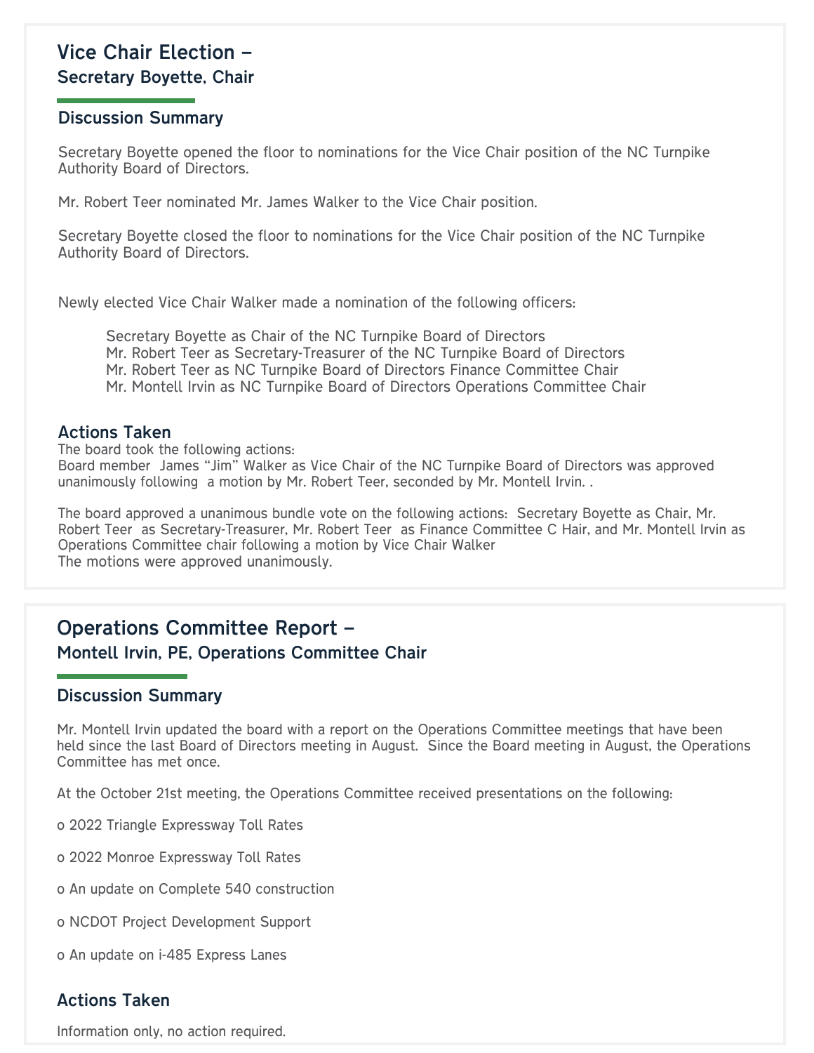## Vice Chair Election –
### Secretary Boyette, Chair

### Discussion Summary

Secretary Boyette opened the floor to nominations for the Vice Chair position of the NC Turnpike Authority Board of Directors.

Mr. Robert Teer nominated Mr. James Walker to the Vice Chair position.

Secretary Boyette closed the floor to nominations for the Vice Chair position of the NC Turnpike Authority Board of Directors.

Newly elected Vice Chair Walker made a nomination of the following officers:

Secretary Boyette as Chair of the NC Turnpike Board of Directors
Mr. Robert Teer as Secretary-Treasurer of the NC Turnpike Board of Directors
Mr. Robert Teer as NC Turnpike Board of Directors Finance Committee Chair
Mr. Montell Irvin as NC Turnpike Board of Directors Operations Committee Chair

### Actions Taken

The board took the following actions:
Board member James "Jim" Walker as Vice Chair of the NC Turnpike Board of Directors was approved unanimously following a motion by Mr. Robert Teer, seconded by Mr. Montell Irvin. .

The board approved a unanimous bundle vote on the following actions: Secretary Boyette as Chair, Mr. Robert Teer as Secretary-Treasurer, Mr. Robert Teer as Finance Committee C Hair, and Mr. Montell Irvin as Operations Committee chair following a motion by Vice Chair Walker
The motions were approved unanimously.

## Operations Committee Report –
### Montell Irvin, PE, Operations Committee Chair

### Discussion Summary

Mr. Montell Irvin updated the board with a report on the Operations Committee meetings that have been held since the last Board of Directors meeting in August. Since the Board meeting in August, the Operations Committee has met once.

At the October 21st meeting, the Operations Committee received presentations on the following:

o 2022 Triangle Expressway Toll Rates

o 2022 Monroe Expressway Toll Rates

o An update on Complete 540 construction

o NCDOT Project Development Support

o An update on i-485 Express Lanes

### Actions Taken

Information only, no action required.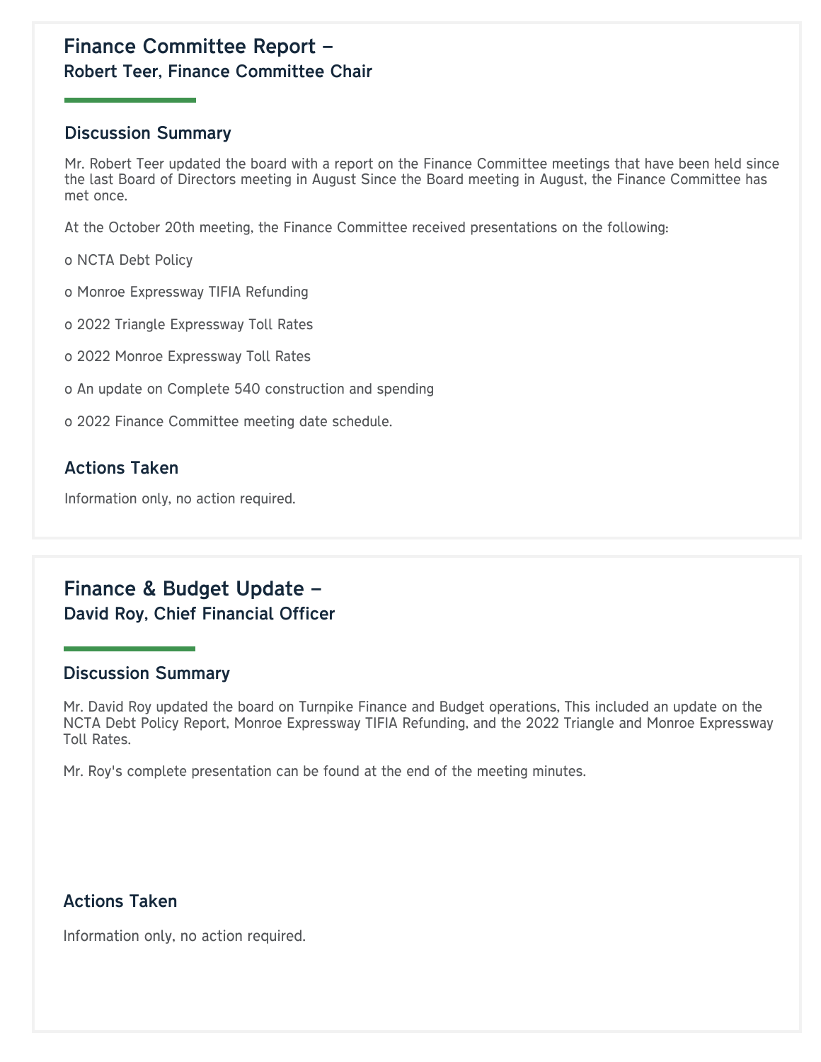## Finance Committee Report –
### Robert Teer, Finance Committee Chair

### Discussion Summary

Mr. Robert Teer updated the board with a report on the Finance Committee meetings that have been held since the last Board of Directors meeting in August Since the Board meeting in August, the Finance Committee has met once.

At the October 20th meeting, the Finance Committee received presentations on the following:

o NCTA Debt Policy

o Monroe Expressway TIFIA Refunding

o 2022 Triangle Expressway Toll Rates

o 2022 Monroe Expressway Toll Rates

o An update on Complete 540 construction and spending

o 2022 Finance Committee meeting date schedule.

### Actions Taken

Information only, no action required.

## Finance & Budget Update –
### David Roy, Chief Financial Officer

### Discussion Summary

Mr. David Roy updated the board on Turnpike Finance and Budget operations, This included an update on the NCTA Debt Policy Report, Monroe Expressway TIFIA Refunding, and the 2022 Triangle and Monroe Expressway Toll Rates.

Mr. Roy's complete presentation can be found at the end of the meeting minutes.

### Actions Taken

Information only, no action required.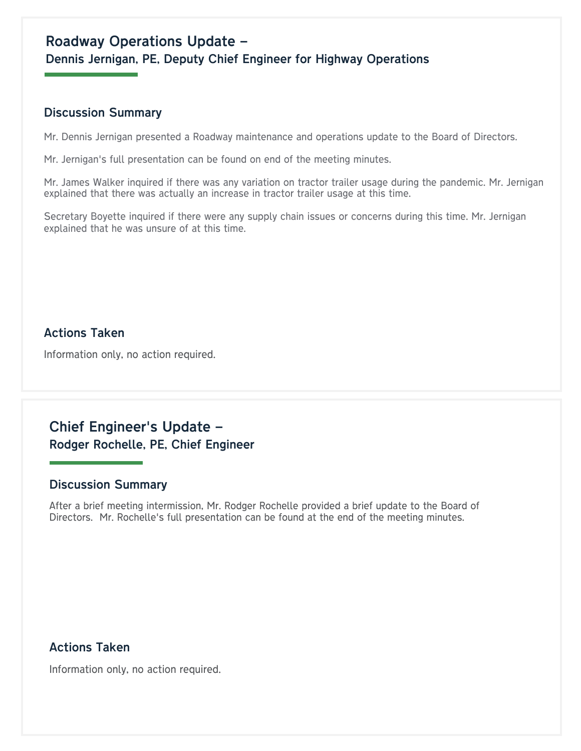## Roadway Operations Update –
### Dennis Jernigan, PE, Deputy Chief Engineer for Highway Operations

### Discussion Summary

Mr. Dennis Jernigan presented a Roadway maintenance and operations update to the Board of Directors.

Mr. Jernigan's full presentation can be found on end of the meeting minutes.

Mr. James Walker inquired if there was any variation on tractor trailer usage during the pandemic. Mr. Jernigan explained that there was actually an increase in tractor trailer usage at this time.

Secretary Boyette inquired if there were any supply chain issues or concerns during this time. Mr. Jernigan explained that he was unsure of at this time.

### Actions Taken

Information only, no action required.

## Chief Engineer's Update –
### Rodger Rochelle, PE, Chief Engineer

### Discussion Summary

After a brief meeting intermission, Mr. Rodger Rochelle provided a brief update to the Board of Directors. Mr. Rochelle's full presentation can be found at the end of the meeting minutes.

### Actions Taken

Information only, no action required.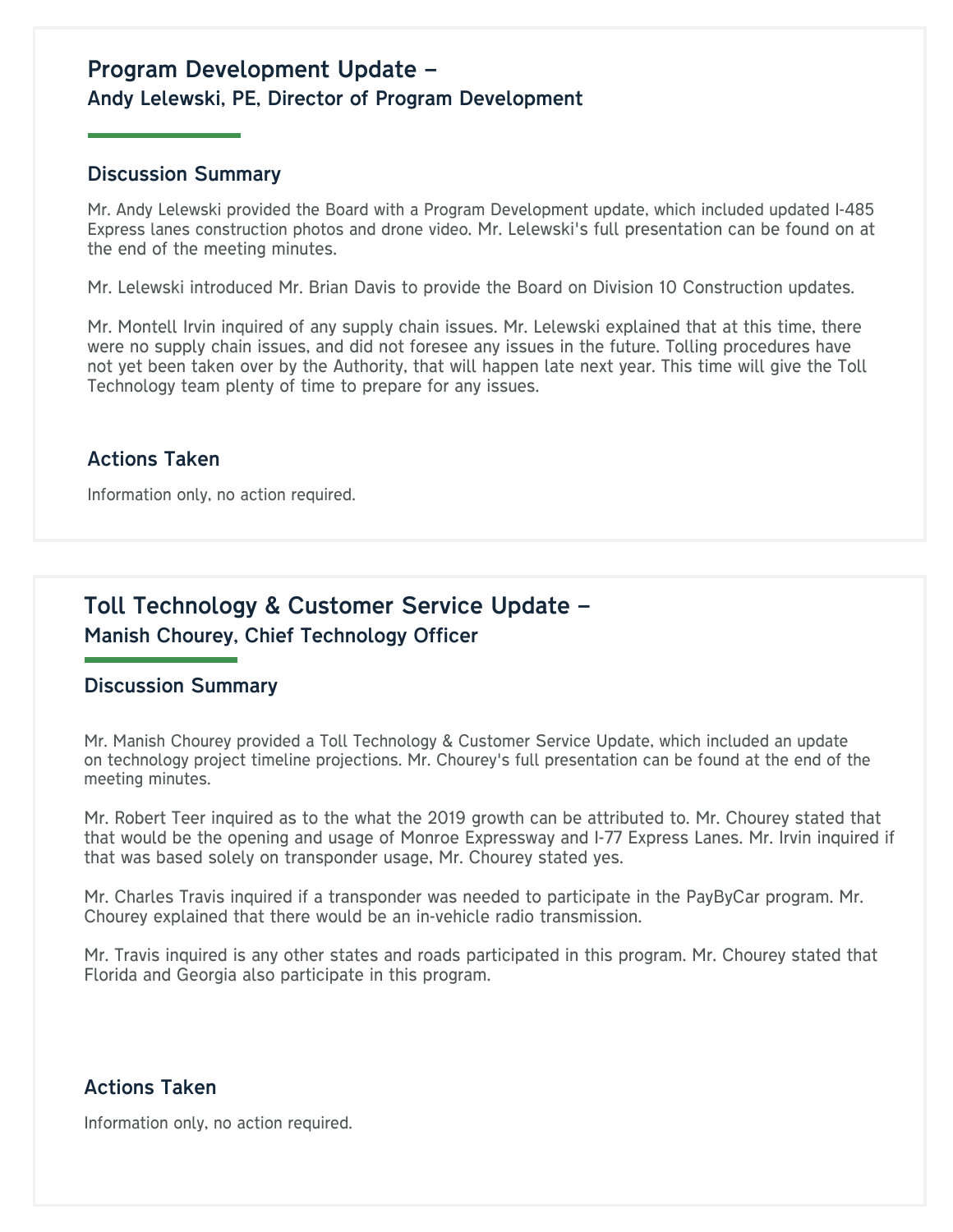## Program Development Update –

### Andy Lelewski, PE, Director of Program Development

### Discussion Summary

Mr. Andy Lelewski provided the Board with a Program Development update, which included updated I-485 Express lanes construction photos and drone video. Mr. Lelewski's full presentation can be found on at the end of the meeting minutes.

Mr. Lelewski introduced Mr. Brian Davis to provide the Board on Division 10 Construction updates.

Mr. Montell Irvin inquired of any supply chain issues. Mr. Lelewski explained that at this time, there were no supply chain issues, and did not foresee any issues in the future. Tolling procedures have not yet been taken over by the Authority, that will happen late next year. This time will give the Toll Technology team plenty of time to prepare for any issues.

### Actions Taken

Information only, no action required.

## Toll Technology & Customer Service Update –

### Manish Chourey, Chief Technology Officer

### Discussion Summary

Mr. Manish Chourey provided a Toll Technology & Customer Service Update, which included an update on technology project timeline projections. Mr. Chourey's full presentation can be found at the end of the meeting minutes.

Mr. Robert Teer inquired as to the what the 2019 growth can be attributed to. Mr. Chourey stated that that would be the opening and usage of Monroe Expressway and I-77 Express Lanes. Mr. Irvin inquired if that was based solely on transponder usage, Mr. Chourey stated yes.

Mr. Charles Travis inquired if a transponder was needed to participate in the PayByCar program. Mr. Chourey explained that there would be an in-vehicle radio transmission.

Mr. Travis inquired is any other states and roads participated in this program. Mr. Chourey stated that Florida and Georgia also participate in this program.

### Actions Taken

Information only, no action required.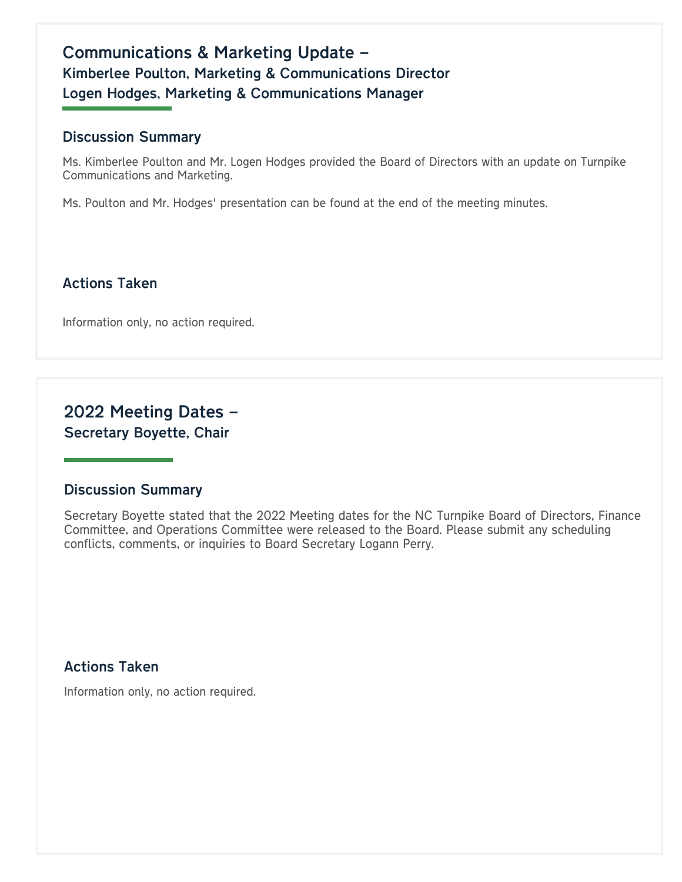## Communications & Marketing Update –

### Kimberlee Poulton, Marketing & Communications Director
### Logen Hodges, Marketing & Communications Manager

### Discussion Summary

Ms. Kimberlee Poulton and Mr. Logen Hodges provided the Board of Directors with an update on Turnpike Communications and Marketing.

Ms. Poulton and Mr. Hodges' presentation can be found at the end of the meeting minutes.

### Actions Taken

Information only, no action required.

## 2022 Meeting Dates –

### Secretary Boyette, Chair

### Discussion Summary

Secretary Boyette stated that the 2022 Meeting dates for the NC Turnpike Board of Directors, Finance Committee, and Operations Committee were released to the Board. Please submit any scheduling conflicts, comments, or inquiries to Board Secretary Logann Perry.

### Actions Taken

Information only, no action required.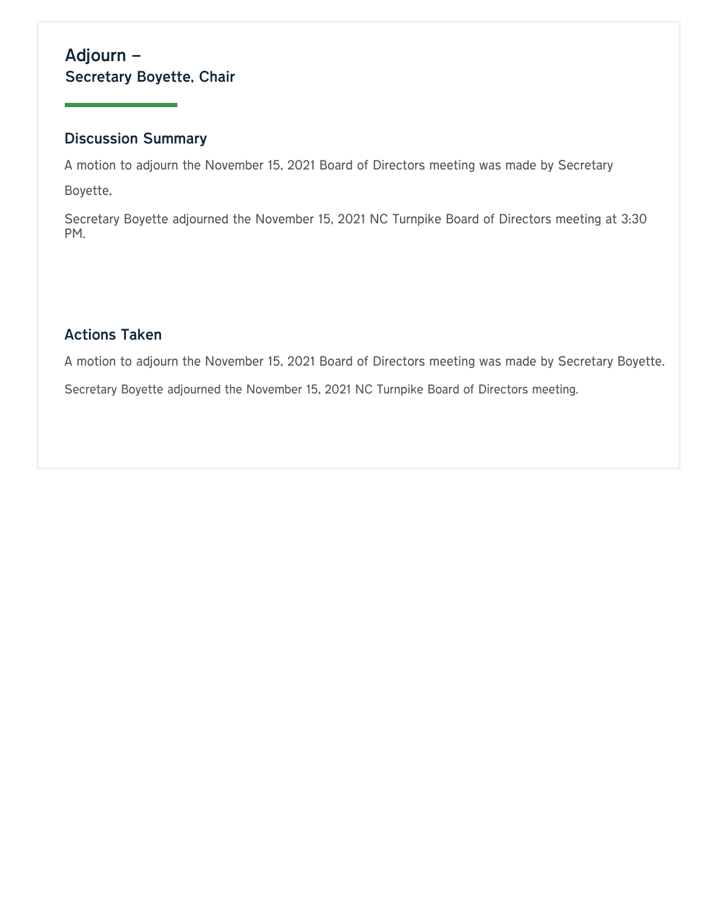## Adjourn –
### Secretary Boyette, Chair

### Discussion Summary

A motion to adjourn the November 15, 2021 Board of Directors meeting was made by Secretary Boyette,

Secretary Boyette adjourned the November 15, 2021 NC Turnpike Board of Directors meeting at 3:30 PM.

### Actions Taken

A motion to adjourn the November 15, 2021 Board of Directors meeting was made by Secretary Boyette.

Secretary Boyette adjourned the November 15, 2021 NC Turnpike Board of Directors meeting.